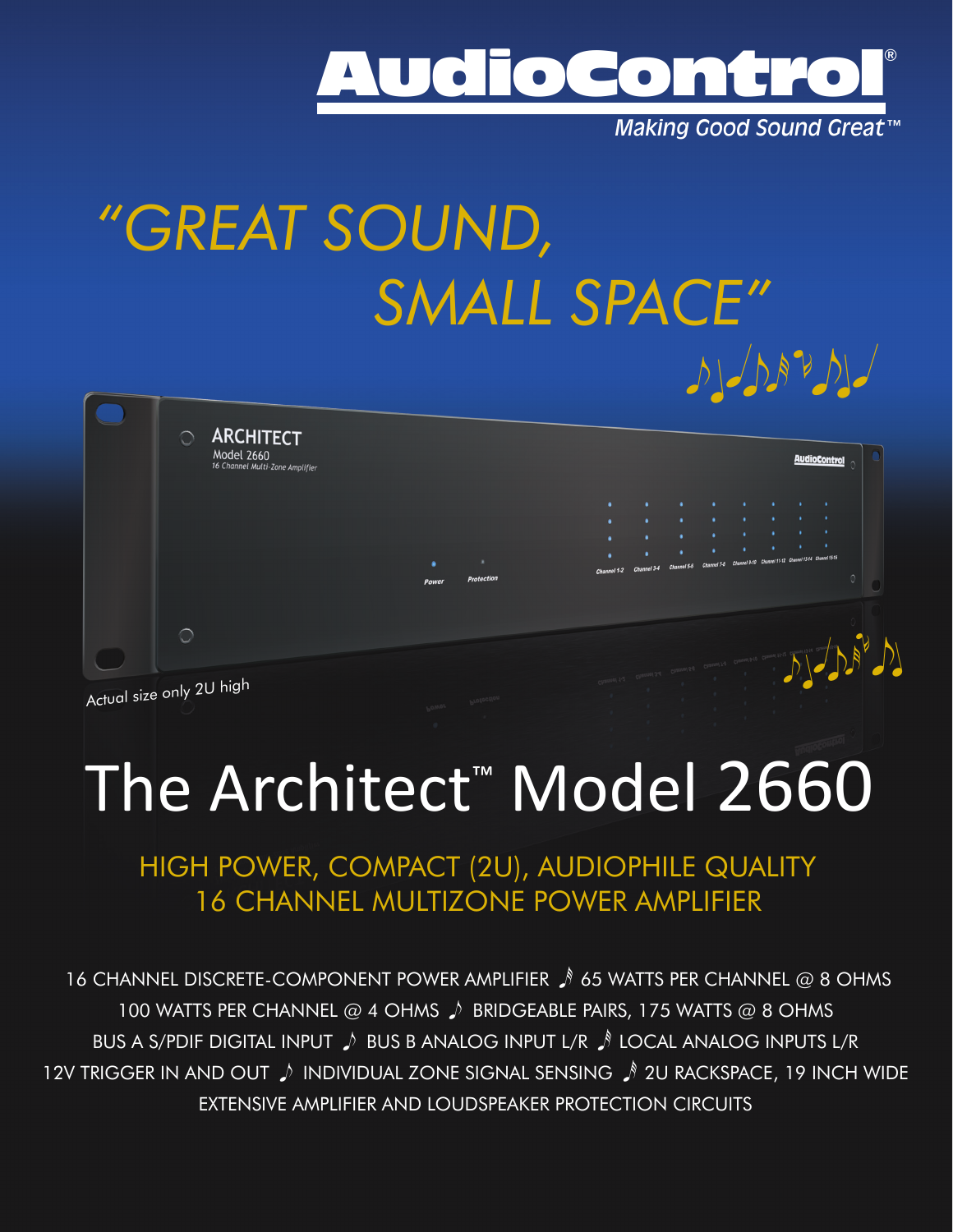AudioControl®

*Making Good Sound Great™*

# *"GREAT SOUND, SMALL SPACE"*

Actual size only 2U high

# The Architect™ Model 2660

## HIGH POWER, COMPACT (2U), AUDIOPHILE QUALITY 16 CHANNEL MULTIZONE POWER AMPLIFIER

16 CHANNEL DISCRETE-COMPONENT POWER AMPLIFIER ♪ 65 WATTS PER CHANNEL @ 8 OHMS
100 WATTS PER CHANNEL @ 4 OHMS ♪ BRIDGEABLE PAIRS, 175 WATTS @ 8 OHMS
BUS A S/PDIF DIGITAL INPUT ♪ BUS B ANALOG INPUT L/R ♪ LOCAL ANALOG INPUTS L/R
12V TRIGGER IN AND OUT ♪ INDIVIDUAL ZONE SIGNAL SENSING ♪ 2U RACKSPACE, 19 INCH WIDE
EXTENSIVE AMPLIFIER AND LOUDSPEAKER PROTECTION CIRCUITS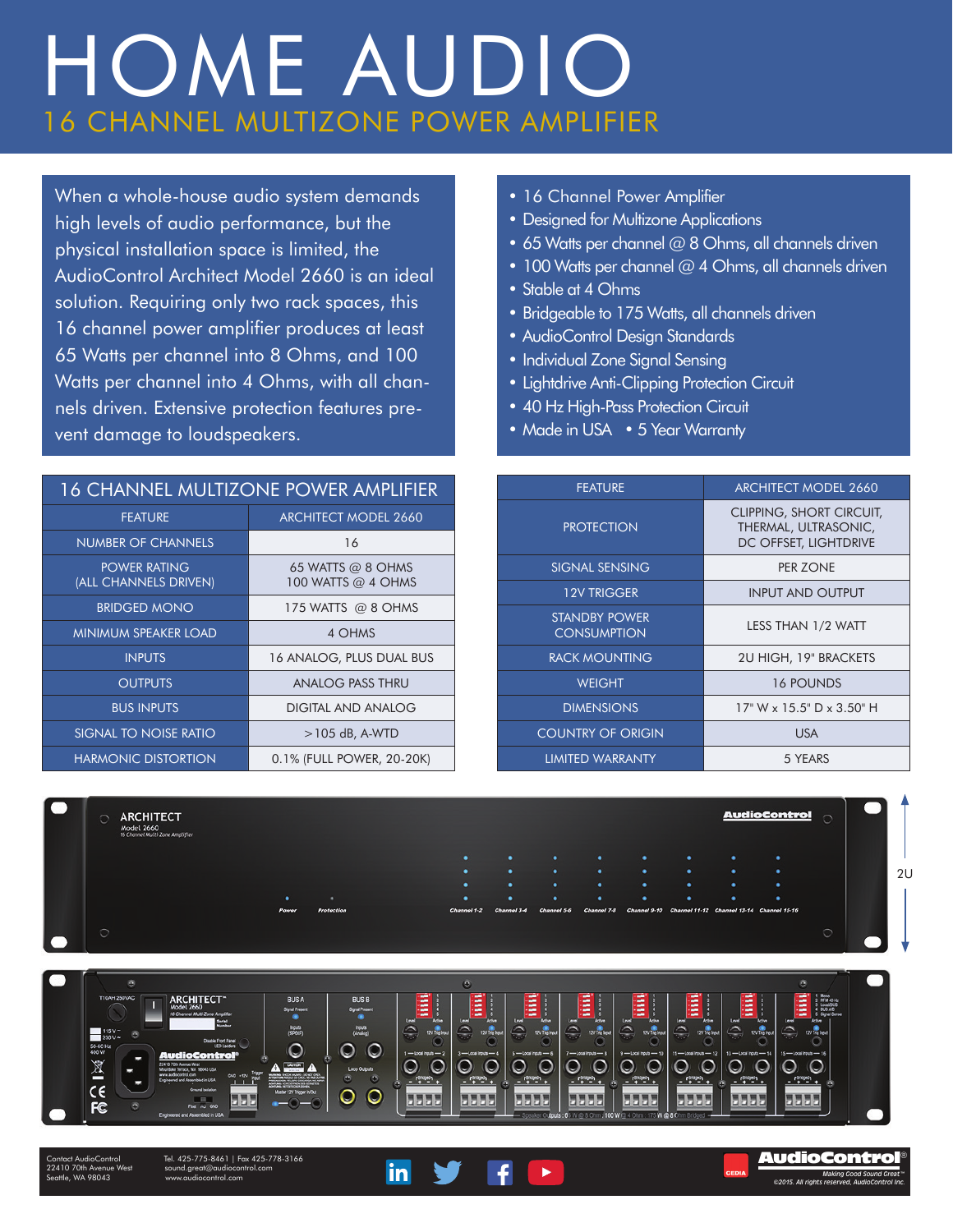# HOME AUDIO

## 16 CHANNEL MULTIZONE POWER AMPLIFIER

When a whole-house audio system demands high levels of audio performance, but the physical installation space is limited, the AudioControl Architect Model 2660 is an ideal solution. Requiring only two rack spaces, this 16 channel power amplifier produces at least 65 Watts per channel into 8 Ohms, and 100 Watts per channel into 4 Ohms, with all channels driven. Extensive protection features prevent damage to loudspeakers.

- 16 Channel Power Amplifier
- Designed for Multizone Applications
- 65 Watts per channel @ 8 Ohms, all channels driven
- 100 Watts per channel @ 4 Ohms, all channels driven
- Stable at 4 Ohms
- Bridgeable to 175 Watts, all channels driven
- AudioControl Design Standards
- Individual Zone Signal Sensing
- Lightdrive Anti-Clipping Protection Circuit
- 40 Hz High-Pass Protection Circuit
- Made in USA • 5 Year Warranty

### 16 CHANNEL MULTIZONE POWER AMPLIFIER

| FEATURE | ARCHITECT MODEL 2660 |
|---|---|
| NUMBER OF CHANNELS | 16 |
| POWER RATING (ALL CHANNELS DRIVEN) | 65 WATTS @ 8 OHMS<br>100 WATTS @ 4 OHMS |
| BRIDGED MONO | 175 WATTS @ 8 OHMS |
| MINIMUM SPEAKER LOAD | 4 OHMS |
| INPUTS | 16 ANALOG, PLUS DUAL BUS |
| OUTPUTS | ANALOG PASS THRU |
| BUS INPUTS | DIGITAL AND ANALOG |
| SIGNAL TO NOISE RATIO | >105 dB, A-WTD |
| HARMONIC DISTORTION | 0.1% (FULL POWER, 20-20K) |

| FEATURE | ARCHITECT MODEL 2660 |
|---|---|
| PROTECTION | CLIPPING, SHORT CIRCUIT, THERMAL, ULTRASONIC, DC OFFSET, LIGHTDRIVE |
| SIGNAL SENSING | PER ZONE |
| 12V TRIGGER | INPUT AND OUTPUT |
| STANDBY POWER CONSUMPTION | LESS THAN 1/2 WATT |
| RACK MOUNTING | 2U HIGH, 19" BRACKETS |
| WEIGHT | 16 POUNDS |
| DIMENSIONS | 17" W x 15.5" D x 3.50" H |
| COUNTRY OF ORIGIN | USA |
| LIMITED WARRANTY | 5 YEARS |

Contact AudioControl
22410 70th Avenue West
Seattle, WA 98043

Tel. 425-775-8461 | Fax 425-778-3166
sound.great@audiocontrol.com
www.audiocontrol.com

AudioControl®
Making Good Sound Great™
©2015. All rights reserved, AudioControl Inc.